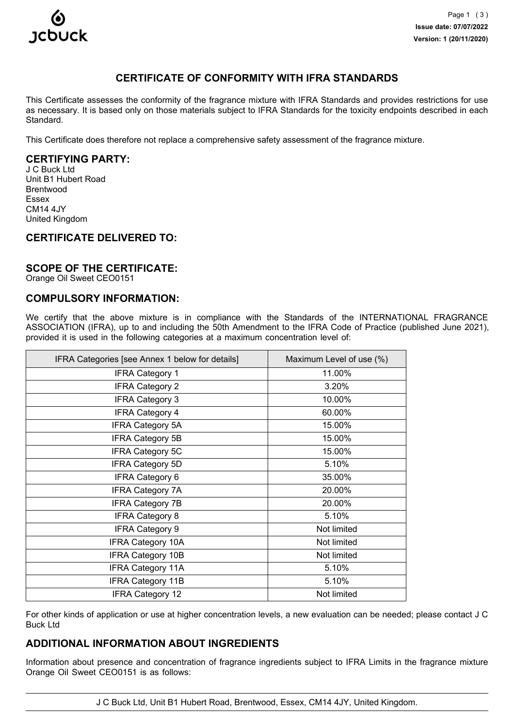## CERTIFICATE OF CONFORMITY WITH IFRA STANDARDS

This Certificate assesses the conformity of the fragrance mixture with IFRA Standards and provides restrictions for use as necessary. It is based only on those materials subject to IFRA Standards for the toxicity endpoints described in each Standard.

This Certificate does therefore not replace a comprehensive safety assessment of the fragrance mixture.

### CERTIFYING PARTY:

J C Buck Ltd
Unit B1 Hubert Road
Brentwood
Essex
CM14 4JY
United Kingdom

### CERTIFICATE DELIVERED TO:

### SCOPE OF THE CERTIFICATE:

Orange Oil Sweet CEO0151

### COMPULSORY INFORMATION:

We certify that the above mixture is in compliance with the Standards of the INTERNATIONAL FRAGRANCE ASSOCIATION (IFRA), up to and including the 50th Amendment to the IFRA Code of Practice (published June 2021), provided it is used in the following categories at a maximum concentration level of:

| IFRA Categories [see Annex 1 below for details] | Maximum Level of use (%) |
|---|---|
| IFRA Category 1 | 11.00% |
| IFRA Category 2 | 3.20% |
| IFRA Category 3 | 10.00% |
| IFRA Category 4 | 60.00% |
| IFRA Category 5A | 15.00% |
| IFRA Category 5B | 15.00% |
| IFRA Category 5C | 15.00% |
| IFRA Category 5D | 5.10% |
| IFRA Category 6 | 35.00% |
| IFRA Category 7A | 20.00% |
| IFRA Category 7B | 20.00% |
| IFRA Category 8 | 5.10% |
| IFRA Category 9 | Not limited |
| IFRA Category 10A | Not limited |
| IFRA Category 10B | Not limited |
| IFRA Category 11A | 5.10% |
| IFRA Category 11B | 5.10% |
| IFRA Category 12 | Not limited |

For other kinds of application or use at higher concentration levels, a new evaluation can be needed; please contact J C Buck Ltd

### ADDITIONAL INFORMATION ABOUT INGREDIENTS

Information about presence and concentration of fragrance ingredients subject to IFRA Limits in the fragrance mixture Orange Oil Sweet CEO0151 is as follows: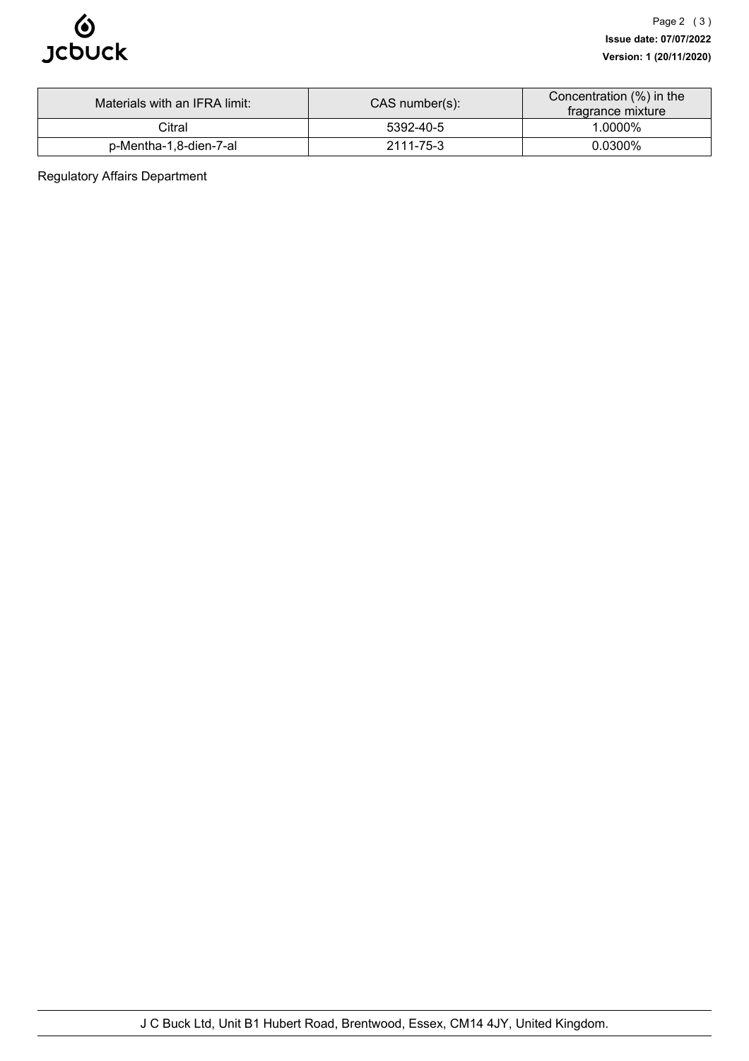| Materials with an IFRA limit: | CAS number(s): | Concentration (%) in the fragrance mixture |
|---|---|---|
| Citral | 5392-40-5 | 1.0000% |
| p-Mentha-1,8-dien-7-al | 2111-75-3 | 0.0300% |

Regulatory Affairs Department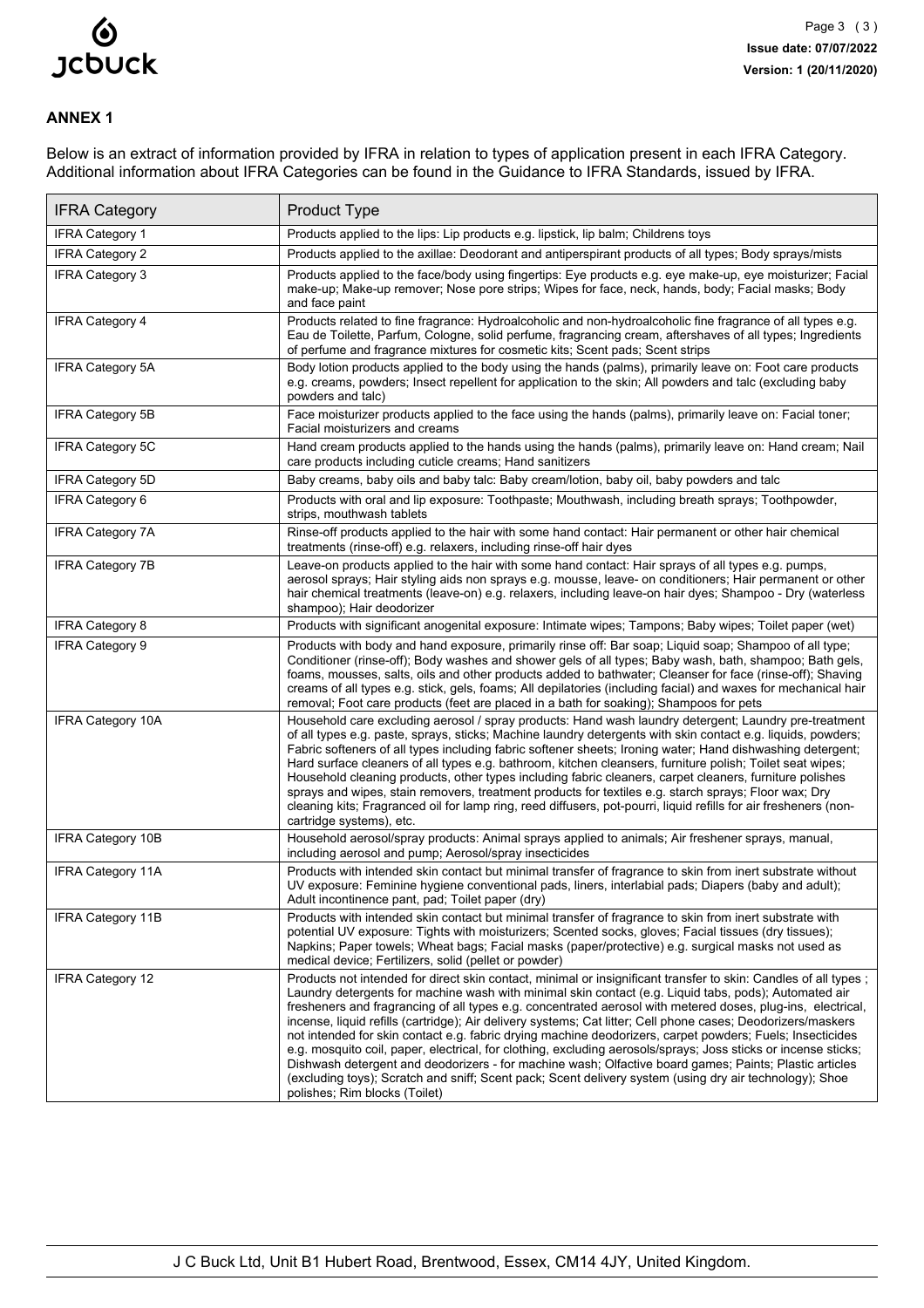## ANNEX 1

Below is an extract of information provided by IFRA in relation to types of application present in each IFRA Category. Additional information about IFRA Categories can be found in the Guidance to IFRA Standards, issued by IFRA.

| IFRA Category | Product Type |
|---|---|
| IFRA Category 1 | Products applied to the lips: Lip products e.g. lipstick, lip balm; Childrens toys |
| IFRA Category 2 | Products applied to the axillae: Deodorant and antiperspirant products of all types; Body sprays/mists |
| IFRA Category 3 | Products applied to the face/body using fingertips: Eye products e.g. eye make-up, eye moisturizer; Facial make-up; Make-up remover; Nose pore strips; Wipes for face, neck, hands, body; Facial masks; Body and face paint |
| IFRA Category 4 | Products related to fine fragrance: Hydroalcoholic and non-hydroalcoholic fine fragrance of all types e.g. Eau de Toilette, Parfum, Cologne, solid perfume, fragrancing cream, aftershaves of all types; Ingredients of perfume and fragrance mixtures for cosmetic kits; Scent pads; Scent strips |
| IFRA Category 5A | Body lotion products applied to the body using the hands (palms), primarily leave on: Foot care products e.g. creams, powders; Insect repellent for application to the skin; All powders and talc (excluding baby powders and talc) |
| IFRA Category 5B | Face moisturizer products applied to the face using the hands (palms), primarily leave on: Facial toner; Facial moisturizers and creams |
| IFRA Category 5C | Hand cream products applied to the hands using the hands (palms), primarily leave on: Hand cream; Nail care products including cuticle creams; Hand sanitizers |
| IFRA Category 5D | Baby creams, baby oils and baby talc: Baby cream/lotion, baby oil, baby powders and talc |
| IFRA Category 6 | Products with oral and lip exposure: Toothpaste; Mouthwash, including breath sprays; Toothpowder, strips, mouthwash tablets |
| IFRA Category 7A | Rinse-off products applied to the hair with some hand contact: Hair permanent or other hair chemical treatments (rinse-off) e.g. relaxers, including rinse-off hair dyes |
| IFRA Category 7B | Leave-on products applied to the hair with some hand contact: Hair sprays of all types e.g. pumps, aerosol sprays; Hair styling aids non sprays e.g. mousse, leave- on conditioners; Hair permanent or other hair chemical treatments (leave-on) e.g. relaxers, including leave-on hair dyes; Shampoo - Dry (waterless shampoo); Hair deodorizer |
| IFRA Category 8 | Products with significant anogenital exposure: Intimate wipes; Tampons; Baby wipes; Toilet paper (wet) |
| IFRA Category 9 | Products with body and hand exposure, primarily rinse off: Bar soap; Liquid soap; Shampoo of all type; Conditioner (rinse-off); Body washes and shower gels of all types; Baby wash, bath, shampoo; Bath gels, foams, mousses, salts, oils and other products added to bathwater; Cleanser for face (rinse-off); Shaving creams of all types e.g. stick, gels, foams; All depilatories (including facial) and waxes for mechanical hair removal; Foot care products (feet are placed in a bath for soaking); Shampoos for pets |
| IFRA Category 10A | Household care excluding aerosol / spray products: Hand wash laundry detergent; Laundry pre-treatment of all types e.g. paste, sprays, sticks; Machine laundry detergents with skin contact e.g. liquids, powders; Fabric softeners of all types including fabric softener sheets; Ironing water; Hand dishwashing detergent; Hard surface cleaners of all types e.g. bathroom, kitchen cleansers, furniture polish; Toilet seat wipes; Household cleaning products, other types including fabric cleaners, carpet cleaners, furniture polishes sprays and wipes, stain removers, treatment products for textiles e.g. starch sprays; Floor wax; Dry cleaning kits; Fragranced oil for lamp ring, reed diffusers, pot-pourri, liquid refills for air fresheners (non-cartridge systems), etc. |
| IFRA Category 10B | Household aerosol/spray products: Animal sprays applied to animals; Air freshener sprays, manual, including aerosol and pump; Aerosol/spray insecticides |
| IFRA Category 11A | Products with intended skin contact but minimal transfer of fragrance to skin from inert substrate without UV exposure: Feminine hygiene conventional pads, liners, interlabial pads; Diapers (baby and adult); Adult incontinence pant, pad; Toilet paper (dry) |
| IFRA Category 11B | Products with intended skin contact but minimal transfer of fragrance to skin from inert substrate with potential UV exposure: Tights with moisturizers; Scented socks, gloves; Facial tissues (dry tissues); Napkins; Paper towels; Wheat bags; Facial masks (paper/protective) e.g. surgical masks not used as medical device; Fertilizers, solid (pellet or powder) |
| IFRA Category 12 | Products not intended for direct skin contact, minimal or insignificant transfer to skin: Candles of all types ; Laundry detergents for machine wash with minimal skin contact (e.g. Liquid tabs, pods); Automated air fresheners and fragrancing of all types e.g. concentrated aerosol with metered doses, plug-ins, electrical, incense, liquid refills (cartridge); Air delivery systems; Cat litter; Cell phone cases; Deodorizers/maskers not intended for skin contact e.g. fabric drying machine deodorizers, carpet powders; Fuels; Insecticides e.g. mosquito coil, paper, electrical, for clothing, excluding aerosols/sprays; Joss sticks or incense sticks; Dishwash detergent and deodorizers - for machine wash; Olfactive board games; Paints; Plastic articles (excluding toys); Scratch and sniff; Scent pack; Scent delivery system (using dry air technology); Shoe polishes; Rim blocks (Toilet) |